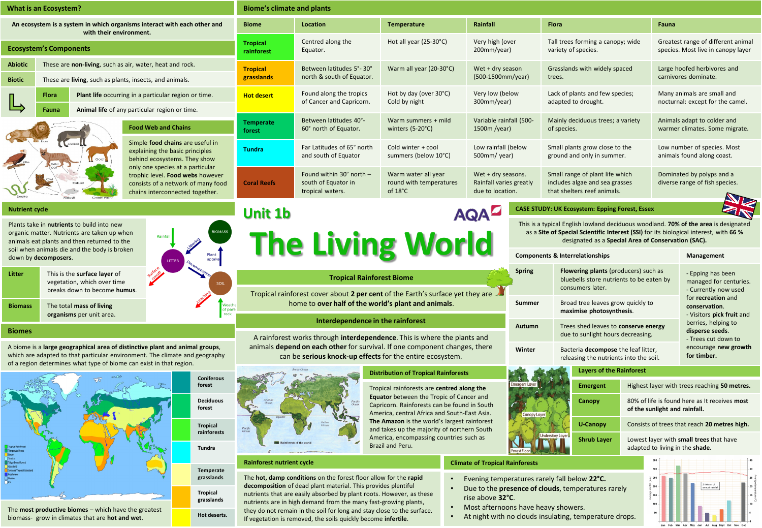# Unit 1b — The Living World

AQA

## What is an Ecosystem?

An ecosystem is a system in which organisms interact with each other and with their environment.

## Ecosystem's Components

| | |
|---|---|
| **Abiotic** | These are **non-living**, such as air, water, heat and rock. |
| **Biotic** | These are **living**, such as plants, insects, and animals. |
| **Flora** | **Plant life** occurring in a particular region or time. |
| **Fauna** | **Animal life** of any particular region or time. |

## Food Web and Chains

Simple **food chains** are useful in explaining the basic principles behind ecosystems. They show only one species at a particular trophic level. **Food webs** however consists of a network of many food chains interconnected together.

## Nutrient cycle

Plants take in **nutrients** to build into new organic matter. Nutrients are taken up when animals eat plants and then returned to the soil when animals die and the body is broken down by **decomposers**.

| | |
|---|---|
| **Litter** | This is the **surface layer** of vegetation, which over time breaks down to become **humus**. |
| **Biomass** | The total **mass of living organisms** per unit area. |

## Biomes

A biome is a **large geographical area of distinctive plant and animal groups**, which are adapted to that particular environment. The climate and geography of a region determines what type of biome can exist in that region.

Coniferous forest; Deciduous forest; Tropical rainforests; Tundra; Temperate grasslands; Tropical grasslands; Hot deserts.

The **most productive biomes** – which have the greatest biomass- grow in climates that are **hot and wet**.

## Biome's climate and plants

| Biome | Location | Temperature | Rainfall | Flora | Fauna |
|---|---|---|---|---|---|
| **Tropical rainforest** | Centred along the Equator. | Hot all year (25-30°C) | Very high (over 200mm/year) | Tall trees forming a canopy; wide variety of species. | Greatest range of different animal species. Most live in canopy layer |
| **Tropical grasslands** | Between latitudes 5°- 30° north & south of Equator. | Warm all year (20-30°C) | Wet + dry season (500-1500mm/year) | Grasslands with widely spaced trees. | Large hoofed herbivores and carnivores dominate. |
| **Hot desert** | Found along the tropics of Cancer and Capricorn. | Hot by day (over 30°C) Cold by night | Very low (below 300mm/year) | Lack of plants and few species; adapted to drought. | Many animals are small and nocturnal: except for the camel. |
| **Temperate forest** | Between latitudes 40°- 60° north of Equator. | Warm summers + mild winters (5-20°C) | Variable rainfall (500-1500m /year) | Mainly deciduous trees; a variety of species. | Animals adapt to colder and warmer climates. Some migrate. |
| **Tundra** | Far Latitudes of 65° north and south of Equator | Cold winter + cool summers (below 10°C) | Low rainfall (below 500mm/ year) | Small plants grow close to the ground and only in summer. | Low number of species. Most animals found along coast. |
| **Coral Reefs** | Found within 30° north – south of Equator in tropical waters. | Warm water all year round with temperatures of 18°C | Wet + dry seasons. Rainfall varies greatly due to location. | Small range of plant life which includes algae and sea grasses that shelters reef animals. | Dominated by polyps and a diverse range of fish species. |

## Tropical Rainforest Biome

Tropical rainforest cover about **2 per cent** of the Earth's surface yet they are home to **over half of the world's plant and animals**.

## Interdependence in the rainforest

A rainforest works through **interdependence**. This is where the plants and animals **depend on each other** for survival. If one component changes, there can be **serious knock-up effects** for the entire ecosystem.

## Distribution of Tropical Rainforests

Tropical rainforests are **centred along the Equator** between the Tropic of Cancer and Capricorn. Rainforests can be found in South America, central Africa and South-East Asia. **The Amazon** is the world's largest rainforest and takes up the majority of northern South America, encompassing countries such as Brazil and Peru.

## Rainforest nutrient cycle

The **hot, damp conditions** on the forest floor allow for the **rapid decomposition** of dead plant material. This provides plentiful nutrients that are easily absorbed by plant roots. However, as these nutrients are in high demand from the many fast-growing plants, they do not remain in the soil for long and stay close to the surface. If vegetation is removed, the soils quickly become **infertile**.

## Climate of Tropical Rainforests

- Evening temperatures rarely fall below **22°C.**
- Due to the **presence of clouds**, temperatures rarely rise above **32°C**.
- Most afternoons have heavy showers.
- At night with no clouds insulating, temperature drops.

## CASE STUDY: UK Ecosystem: Epping Forest, Essex

This is a typical English lowland deciduous woodland. **70% of the area** is designated as a **Site of Special Scientific Interest (SSI)** for its biological interest, with **66 %** designated as a **Special Area of Conservation (SAC).**

| Components & Interrelationships | | Management |
|---|---|---|
| **Spring** | **Flowering plants** (producers) such as bluebells store nutrients to be eaten by consumers later. | - Epping has been managed for centuries. - Currently now used for **recreation** and **conservation**. - Visitors **pick fruit** and berries, helping to **disperse seeds**. - Trees cut down to encourage **new growth for timber.** |
| **Summer** | Broad tree leaves grow quickly to **maximise photosynthesis**. | |
| **Autumn** | Trees shed leaves to **conserve energy** due to sunlight hours decreasing. | |
| **Winter** | Bacteria **decompose** the leaf litter, releasing the nutrients into the soil. | |

## Layers of the Rainforest

| | |
|---|---|
| **Emergent** | Highest layer with trees reaching **50 metres.** |
| **Canopy** | 80% of life is found here as It receives **most of the sunlight and rainfall.** |
| **U-Canopy** | Consists of trees that reach **20 metres high.** |
| **Shrub Layer** | Lowest layer with **small trees** that have adapted to living in the **shade.** |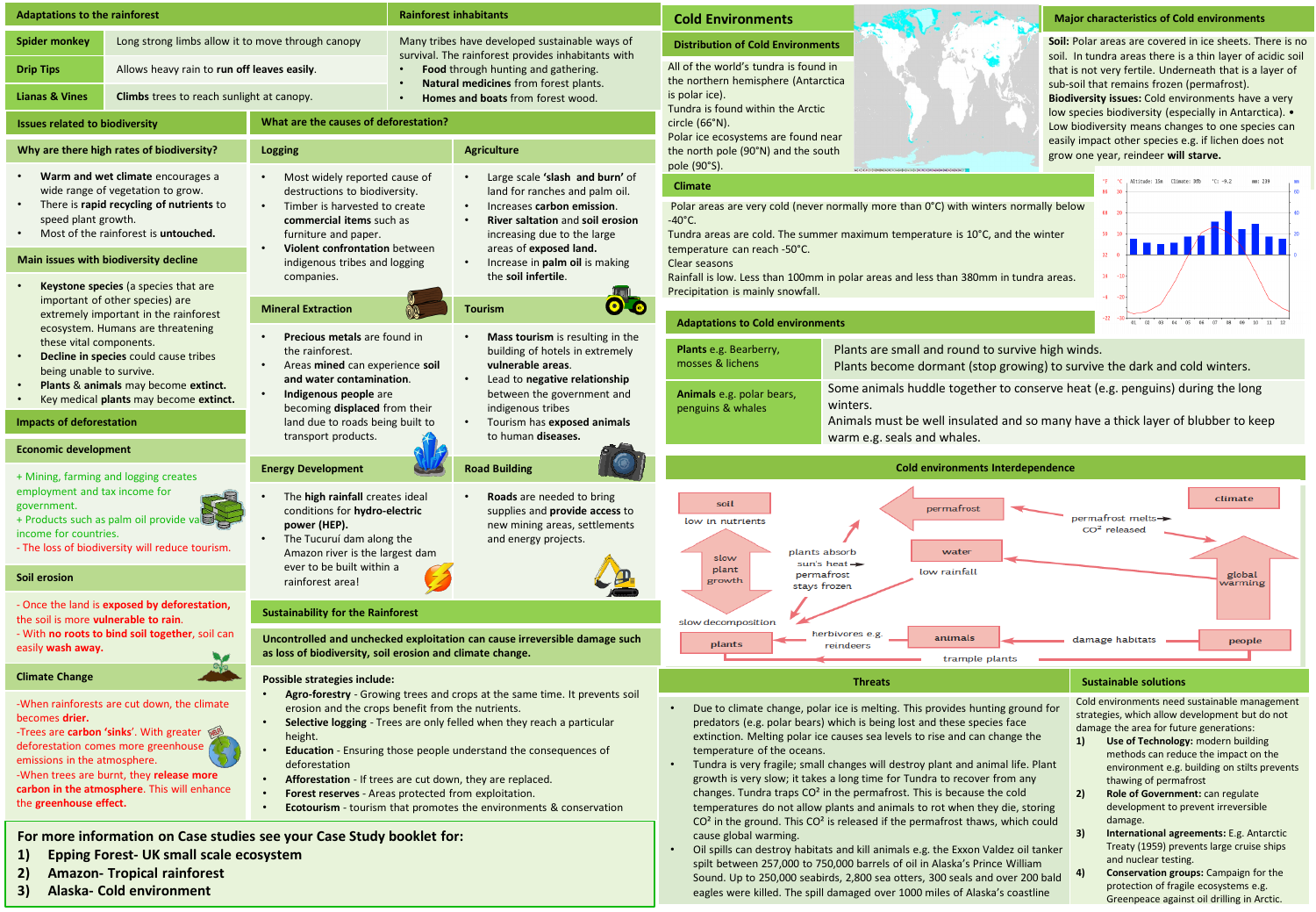## Adaptations to the rainforest

| | |
|---|---|
| **Spider monkey** | Long strong limbs allow it to move through canopy |
| **Drip Tips** | Allows heavy rain to **run off leaves easily**. |
| **Lianas & Vines** | **Climbs** trees to reach sunlight at canopy. |

## Rainforest inhabitants

Many tribes have developed sustainable ways of survival. The rainforest provides inhabitants with

- **Food** through hunting and gathering.
- **Natural medicines** from forest plants.
- **Homes and boats** from forest wood.

## Issues related to biodiversity

### Why are there high rates of biodiversity?

- **Warm and wet climate** encourages a wide range of vegetation to grow.
- There is **rapid recycling of nutrients** to speed plant growth.
- Most of the rainforest is **untouched.**

### Main issues with biodiversity decline

- **Keystone species** (a species that are important of other species) are extremely important in the rainforest ecosystem. Humans are threatening these vital components.
- **Decline in species** could cause tribes being unable to survive.
- **Plants** & **animals** may become **extinct.**
- Key medical **plants** may become **extinct.**

## What are the causes of deforestation?

### Logging

- Most widely reported cause of destructions to biodiversity.
- Timber is harvested to create **commercial items** such as furniture and paper.
- **Violent confrontation** between indigenous tribes and logging companies.

### Agriculture

- Large scale **'slash and burn'** of land for ranches and palm oil.
- Increases **carbon emission**.
- **River saltation** and **soil erosion** increasing due to the large areas of **exposed land.**
- Increase in **palm oil** is making the **soil infertile**.

### Mineral Extraction

- **Precious metals** are found in the rainforest.
- Areas **mined** can experience **soil and water contamination.**
- **Indigenous people** are becoming **displaced** from their land due to roads being built to transport products.

### Tourism

- **Mass tourism** is resulting in the building of hotels in extremely **vulnerable areas**.
- Lead to **negative relationship** between the government and indigenous tribes
- Tourism has **exposed animals** to human **diseases.**

### Energy Development

- The **high rainfall** creates ideal conditions for **hydro-electric power (HEP).**
- The Tucuruí dam along the Amazon river is the largest dam ever to be built within a rainforest area!

### Road Building

- **Roads** are needed to bring supplies and **provide access** to new mining areas, settlements and energy projects.

## Impacts of deforestation

### Economic development

+ Mining, farming and logging creates employment and tax income for government.
+ Products such as palm oil provide va[lue] income for countries.
- The loss of biodiversity will reduce tourism.

### Soil erosion

- Once the land is **exposed by deforestation,** the soil is more **vulnerable to rain.**
- With **no roots to bind soil together,** soil can easily **wash away.**

### Climate Change

-When rainforests are cut down, the climate becomes **drier.**
-Trees are **carbon 'sinks'**. With greater deforestation comes more greenhouse emissions in the atmosphere.
-When trees are burnt, they **release more carbon in the atmosphere.** This will enhance the **greenhouse effect.**

## Sustainability for the Rainforest

**Uncontrolled and unchecked exploitation can cause irreversible damage such as loss of biodiversity, soil erosion and climate change.**

**Possible strategies include:**

- **Agro-forestry** - Growing trees and crops at the same time. It prevents soil erosion and the crops benefit from the nutrients.
- **Selective logging** - Trees are only felled when they reach a particular height.
- **Education** - Ensuring those people understand the consequences of deforestation
- **Afforestation** - If trees are cut down, they are replaced.
- **Forest reserves** - Areas protected from exploitation.
- **Ecotourism** - tourism that promotes the environments & conservation

**For more information on Case studies see your Case Study booklet for:**

1) **Epping Forest- UK small scale ecosystem**
2) **Amazon- Tropical rainforest**
3) **Alaska- Cold environment**

# Cold Environments

## Distribution of Cold Environments

All of the world's tundra is found in the northern hemisphere (Antarctica is polar ice).
Tundra is found within the Arctic circle (66°N).
Polar ice ecosystems are found near the north pole (90°N) and the south pole (90°S).

## Major characteristics of Cold environments

**Soil:** Polar areas are covered in ice sheets. There is no soil. In tundra areas there is a thin layer of acidic soil that is not very fertile. Underneath that is a layer of sub-soil that remains frozen (permafrost).
**Biodiversity issues:** Cold environments have a very low species biodiversity (especially in Antarctica). • Low biodiversity means changes to one species can easily impact other species e.g. if lichen does not grow one year, reindeer **will starve.**

## Climate

Polar areas are very cold (never normally more than 0°C) with winters normally below -40°C.
Tundra areas are cold. The summer maximum temperature is 10°C, and the winter temperature can reach -50°C.
Clear seasons
Rainfall is low. Less than 100mm in polar areas and less than 380mm in tundra areas.
Precipitation is mainly snowfall.

°F °C Altitude: 15m Climate: Dfb °C: -9.2 mm: 239

## Adaptations to Cold environments

| | |
|---|---|
| **Plants** e.g. Bearberry, mosses & lichens | Plants are small and round to survive high winds. Plants become dormant (stop growing) to survive the dark and cold winters. |
| **Animals** e.g. polar bears, penguins & whales | Some animals huddle together to conserve heat (e.g. penguins) during the long winters. Animals must be well insulated and so many have a thick layer of blubber to keep warm e.g. seals and whales. |

## Cold environments Interdependence

soil
low in nutrients
slow plant growth
slow decomposition
plants
plants absorb sun's heat → permafrost stays frozen
permafrost
permafrost melts → $CO^2$ released
climate
global warming
water
low rainfall
herbivores e.g. reindeers
animals
trample plants
damage habitats
people

## Threats

- Due to climate change, polar ice is melting. This provides hunting ground for predators (e.g. polar bears) which is being lost and these species face extinction. Melting polar ice causes sea levels to rise and can change the temperature of the oceans.
- Tundra is very fragile; small changes will destroy plant and animal life. Plant growth is very slow; it takes a long time for Tundra to recover from any changes. Tundra traps $CO^2$ in the permafrost. This is because the cold temperatures do not allow plants and animals to rot when they die, storing $CO^2$ in the ground. This $CO^2$ is released if the permafrost thaws, which could cause global warming.
- Oil spills can destroy habitats and kill animals e.g. the Exxon Valdez oil tanker spilt between 257,000 to 750,000 barrels of oil in Alaska's Prince William Sound. Up to 250,000 seabirds, 2,800 sea otters, 300 seals and over 200 bald eagles were killed. The spill damaged over 1000 miles of Alaska's coastline

## Sustainable solutions

Cold environments need sustainable management strategies, which allow development but do not damage the area for future generations:

1) **Use of Technology:** modern building methods can reduce the impact on the environment e.g. building on stilts prevents thawing of permafrost
2) **Role of Government:** can regulate development to prevent irreversible damage.
3) **International agreements:** E.g. Antarctic Treaty (1959) prevents large cruise ships and nuclear testing.
4) **Conservation groups:** Campaign for the protection of fragile ecosystems e.g. Greenpeace against oil drilling in Arctic.